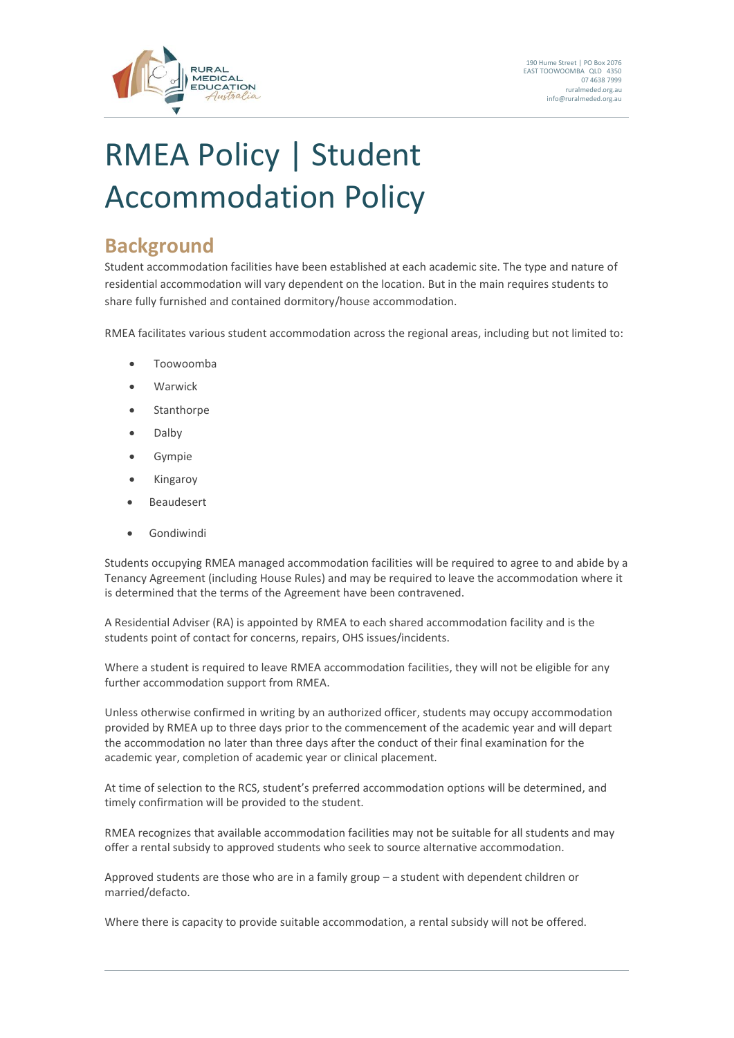# RMEA Policy | Student Accommodation Policy

## Background

Student accommodation facilities have been established at each academic site. The type and nature of residential accommodation will vary dependent on the location. But in the main requires students to share fully furnished and contained dormitory/house accommodation.

RMEA facilitates various student accommodation across the regional areas, including but not limited to:

- Toowoomba
- Warwick
- Stanthorpe
- Dalby
- Gympie
- Kingaroy
- Beaudesert
- Gondiwindi

Students occupying RMEA managed accommodation facilities will be required to agree to and abide by a Tenancy Agreement (including House Rules) and may be required to leave the accommodation where it is determined that the terms of the Agreement have been contravened.

A Residential Adviser (RA) is appointed by RMEA to each shared accommodation facility and is the students point of contact for concerns, repairs, OHS issues/incidents.

Where a student is required to leave RMEA accommodation facilities, they will not be eligible for any further accommodation support from RMEA.

Unless otherwise confirmed in writing by an authorized officer, students may occupy accommodation provided by RMEA up to three days prior to the commencement of the academic year and will depart the accommodation no later than three days after the conduct of their final examination for the academic year, completion of academic year or clinical placement.

At time of selection to the RCS, student's preferred accommodation options will be determined, and timely confirmation will be provided to the student.

RMEA recognizes that available accommodation facilities may not be suitable for all students and may offer a rental subsidy to approved students who seek to source alternative accommodation.

Approved students are those who are in a family group – a student with dependent children or married/defacto.

Where there is capacity to provide suitable accommodation, a rental subsidy will not be offered.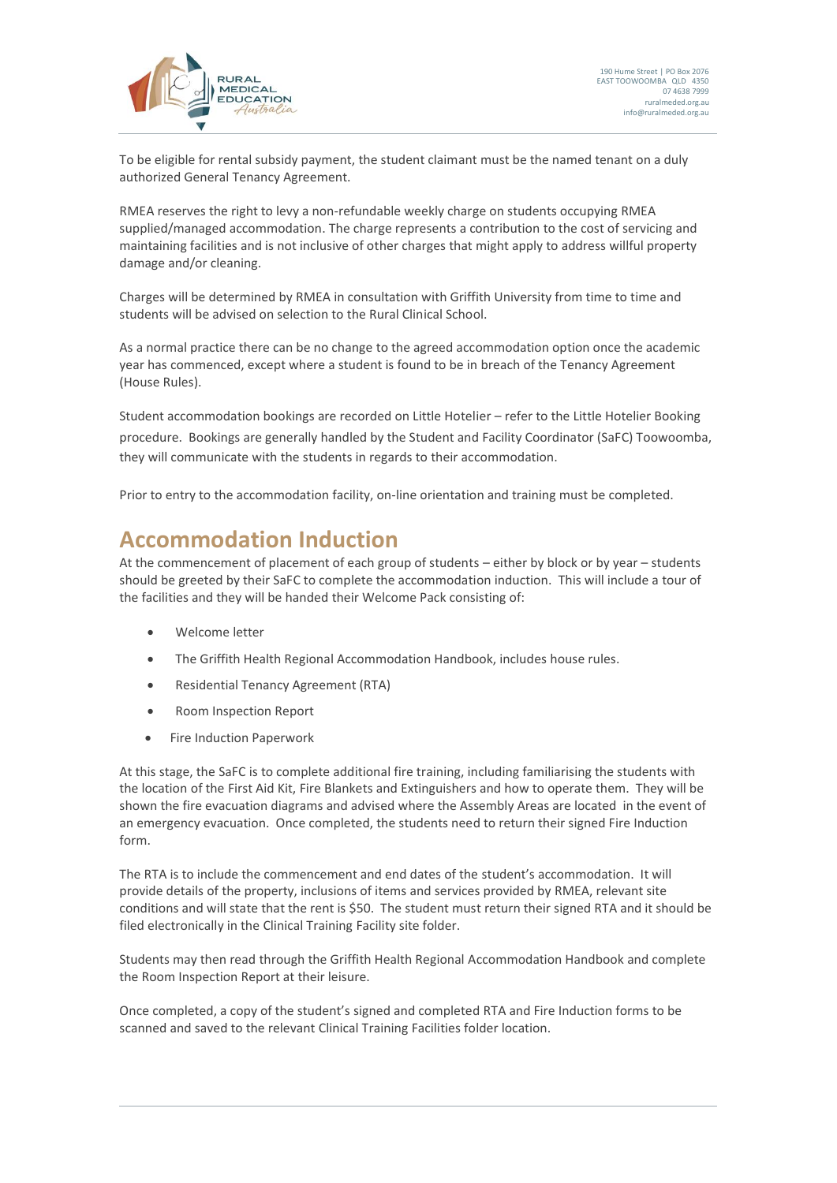To be eligible for rental subsidy payment, the student claimant must be the named tenant on a duly authorized General Tenancy Agreement.

RMEA reserves the right to levy a non-refundable weekly charge on students occupying RMEA supplied/managed accommodation. The charge represents a contribution to the cost of servicing and maintaining facilities and is not inclusive of other charges that might apply to address willful property damage and/or cleaning.

Charges will be determined by RMEA in consultation with Griffith University from time to time and students will be advised on selection to the Rural Clinical School.

As a normal practice there can be no change to the agreed accommodation option once the academic year has commenced, except where a student is found to be in breach of the Tenancy Agreement (House Rules).

Student accommodation bookings are recorded on Little Hotelier – refer to the Little Hotelier Booking procedure. Bookings are generally handled by the Student and Facility Coordinator (SaFC) Toowoomba, they will communicate with the students in regards to their accommodation.

Prior to entry to the accommodation facility, on-line orientation and training must be completed.

## Accommodation Induction

At the commencement of placement of each group of students – either by block or by year – students should be greeted by their SaFC to complete the accommodation induction. This will include a tour of the facilities and they will be handed their Welcome Pack consisting of:

- Welcome letter
- The Griffith Health Regional Accommodation Handbook, includes house rules.
- Residential Tenancy Agreement (RTA)
- Room Inspection Report
- Fire Induction Paperwork

At this stage, the SaFC is to complete additional fire training, including familiarising the students with the location of the First Aid Kit, Fire Blankets and Extinguishers and how to operate them. They will be shown the fire evacuation diagrams and advised where the Assembly Areas are located in the event of an emergency evacuation. Once completed, the students need to return their signed Fire Induction form.

The RTA is to include the commencement and end dates of the student's accommodation. It will provide details of the property, inclusions of items and services provided by RMEA, relevant site conditions and will state that the rent is $50. The student must return their signed RTA and it should be filed electronically in the Clinical Training Facility site folder.

Students may then read through the Griffith Health Regional Accommodation Handbook and complete the Room Inspection Report at their leisure.

Once completed, a copy of the student's signed and completed RTA and Fire Induction forms to be scanned and saved to the relevant Clinical Training Facilities folder location.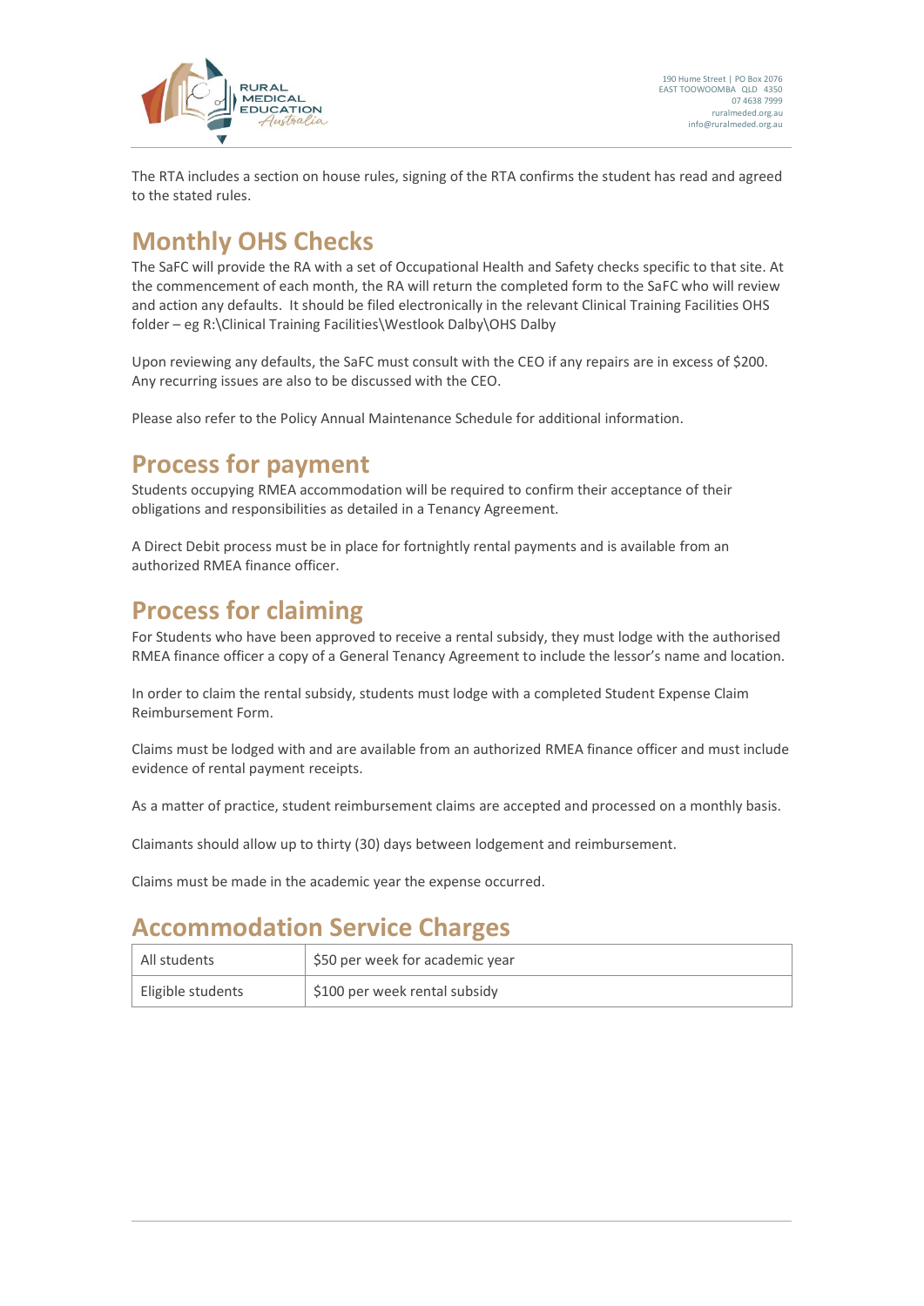The RTA includes a section on house rules, signing of the RTA confirms the student has read and agreed to the stated rules.

## Monthly OHS Checks

The SaFC will provide the RA with a set of Occupational Health and Safety checks specific to that site. At the commencement of each month, the RA will return the completed form to the SaFC who will review and action any defaults. It should be filed electronically in the relevant Clinical Training Facilities OHS folder – eg R:\Clinical Training Facilities\Westlook Dalby\OHS Dalby

Upon reviewing any defaults, the SaFC must consult with the CEO if any repairs are in excess of $200. Any recurring issues are also to be discussed with the CEO.

Please also refer to the Policy Annual Maintenance Schedule for additional information.

## Process for payment

Students occupying RMEA accommodation will be required to confirm their acceptance of their obligations and responsibilities as detailed in a Tenancy Agreement.

A Direct Debit process must be in place for fortnightly rental payments and is available from an authorized RMEA finance officer.

## Process for claiming

For Students who have been approved to receive a rental subsidy, they must lodge with the authorised RMEA finance officer a copy of a General Tenancy Agreement to include the lessor's name and location.

In order to claim the rental subsidy, students must lodge with a completed Student Expense Claim Reimbursement Form.

Claims must be lodged with and are available from an authorized RMEA finance officer and must include evidence of rental payment receipts.

As a matter of practice, student reimbursement claims are accepted and processed on a monthly basis.

Claimants should allow up to thirty (30) days between lodgement and reimbursement.

Claims must be made in the academic year the expense occurred.

## Accommodation Service Charges

| | |
|---|---|
| All students | $50 per week for academic year |
| Eligible students | $100 per week rental subsidy |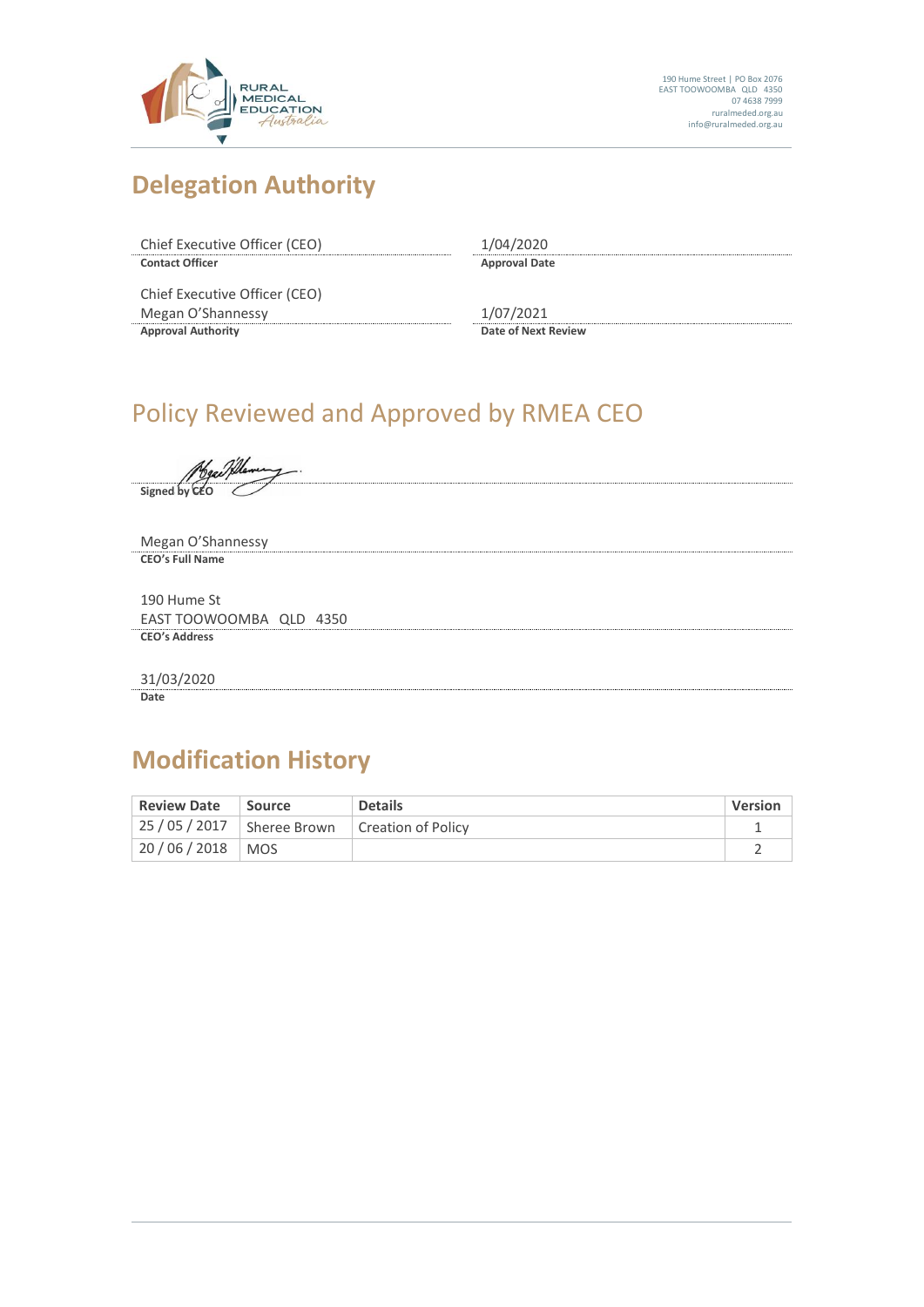190 Hume Street | PO Box 2076
EAST TOOWOOMBA QLD 4350
07 4638 7999
ruralmeded.org.au
info@ruralmeded.org.au

## Delegation Authority

Chief Executive Officer (CEO)
**Contact Officer**

1/04/2020
**Approval Date**

Chief Executive Officer (CEO)
Megan O'Shannessy
**Approval Authority**

1/07/2021
**Date of Next Review**

## Policy Reviewed and Approved by RMEA CEO

**Signed by CEO**

Megan O'Shannessy
**CEO's Full Name**

190 Hume St
EAST TOOWOOMBA QLD 4350
**CEO's Address**

31/03/2020
**Date**

## Modification History

| Review Date | Source | Details | Version |
|---|---|---|---|
| 25 / 05 / 2017 | Sheree Brown | Creation of Policy | 1 |
| 20 / 06 / 2018 | MOS | | 2 |